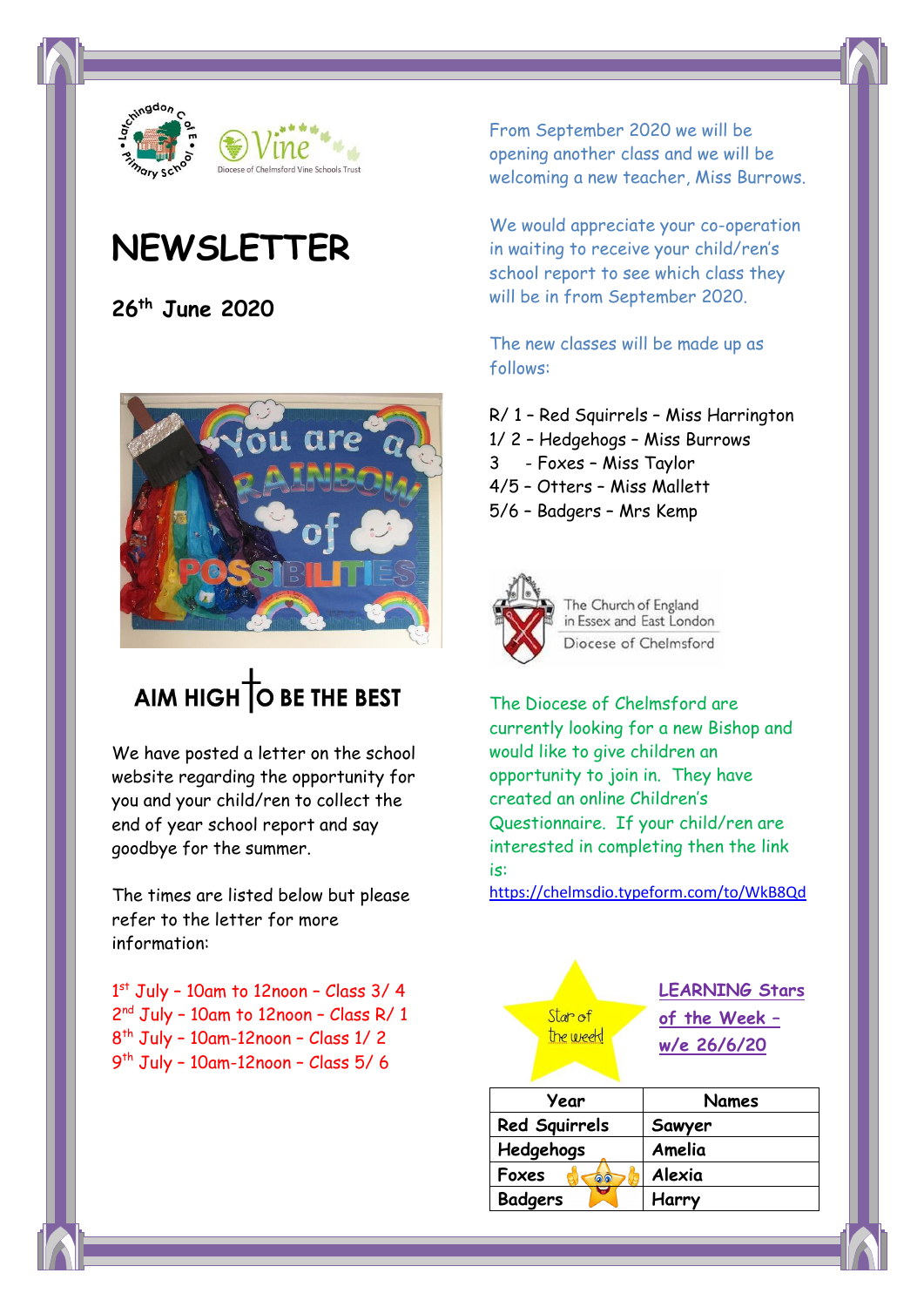# NEWSLETTER

**26th June 2020**

AIM HIGH TO BE THE BEST

We have posted a letter on the school website regarding the opportunity for you and your child/ren to collect the end of year school report and say goodbye for the summer.

The times are listed below but please refer to the letter for more information:

1st July – 10am to 12noon – Class 3/ 4
2nd July – 10am to 12noon – Class R/ 1
8th July – 10am-12noon – Class 1/ 2
9th July – 10am-12noon – Class 5/ 6

From September 2020 we will be opening another class and we will be welcoming a new teacher, Miss Burrows.

We would appreciate your co-operation in waiting to receive your child/ren's school report to see which class they will be in from September 2020.

The new classes will be made up as follows:

R/ 1 – Red Squirrels – Miss Harrington
1/ 2 – Hedgehogs – Miss Burrows
3 – Foxes – Miss Taylor
4/5 – Otters – Miss Mallett
5/6 – Badgers – Mrs Kemp

The Church of England in Essex and East London
Diocese of Chelmsford

The Diocese of Chelmsford are currently looking for a new Bishop and would like to give children an opportunity to join in. They have created an online Children's Questionnaire. If your child/ren are interested in completing then the link is:
https://chelmsdio.typeform.com/to/WkB8Qd

## LEARNING Stars of the Week – w/e 26/6/20

| Year | Names |
|---|---|
| Red Squirrels | Sawyer |
| Hedgehogs | Amelia |
| Foxes | Alexia |
| Badgers | Harry |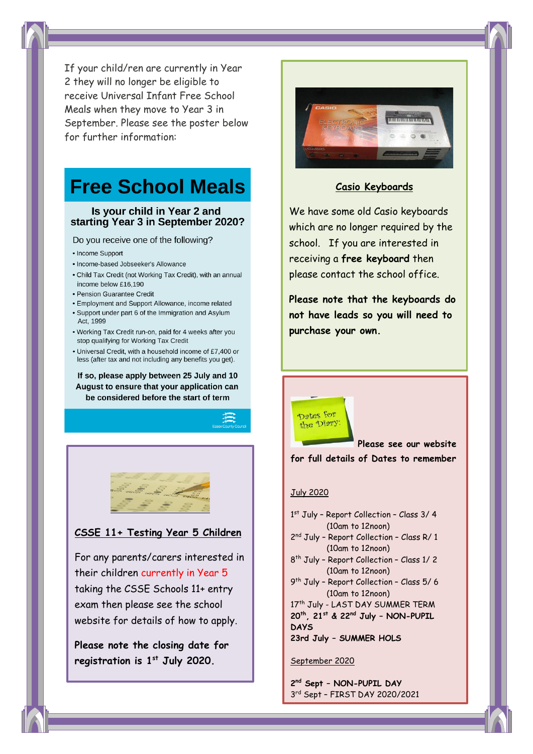If your child/ren are currently in Year 2 they will no longer be eligible to receive Universal Infant Free School Meals when they move to Year 3 in September. Please see the poster below for further information:

# Free School Meals

### Is your child in Year 2 and starting Year 3 in September 2020?

Do you receive one of the following?

- Income Support
- Income-based Jobseeker's Allowance
- Child Tax Credit (not Working Tax Credit), with an annual income below £16,190
- Pension Guarantee Credit
- Employment and Support Allowance, income related
- Support under part 6 of the Immigration and Asylum Act, 1999
- Working Tax Credit run-on, paid for 4 weeks after you stop qualifying for Working Tax Credit
- Universal Credit, with a household income of £7,400 or less (after tax and not including any benefits you get).

**If so, please apply between 25 July and 10 August to ensure that your application can be considered before the start of term**

Essex County Council

## CSSE 11+ Testing Year 5 Children

For any parents/carers interested in their children currently in Year 5 taking the CSSE Schools 11+ entry exam then please see the school website for details of how to apply.

**Please note the closing date for registration is 1st July 2020.**

## Casio Keyboards

We have some old Casio keyboards which are no longer required by the school. If you are interested in receiving a **free keyboard** then please contact the school office.

**Please note that the keyboards do not have leads so you will need to purchase your own.**

Dates for the Diary:

**Please see our website for full details of Dates to remember**

July 2020

1st July – Report Collection – Class 3/ 4 (10am to 12noon)
2nd July – Report Collection – Class R/ 1 (10am to 12noon)
8th July – Report Collection – Class 1/ 2 (10am to 12noon)
9th July – Report Collection – Class 5/ 6 (10am to 12noon)
17th July - LAST DAY SUMMER TERM
**20th, 21st & 22nd July – NON-PUPIL DAYS**
**23rd July – SUMMER HOLS**

September 2020

**2nd Sept – NON-PUPIL DAY**
3rd Sept – FIRST DAY 2020/2021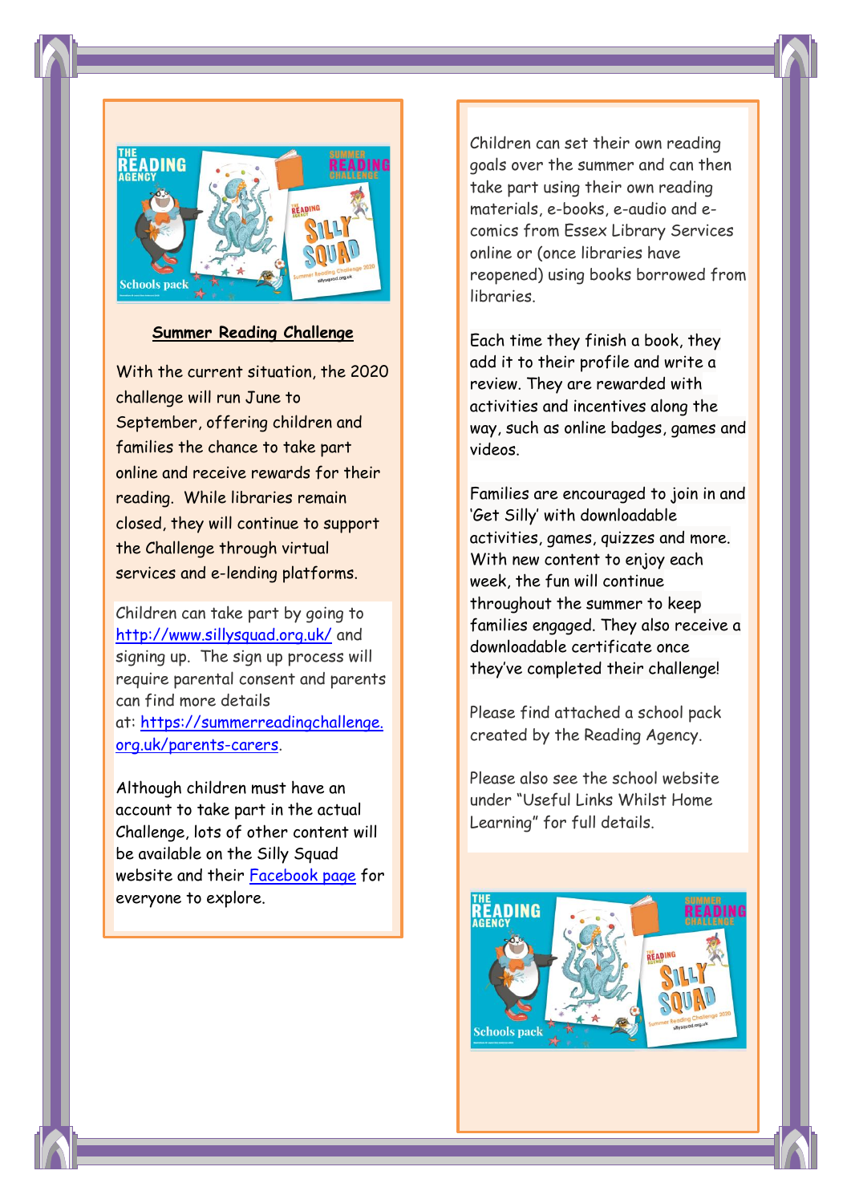## Summer Reading Challenge

With the current situation, the 2020 challenge will run June to September, offering children and families the chance to take part online and receive rewards for their reading. While libraries remain closed, they will continue to support the Challenge through virtual services and e-lending platforms.

Children can take part by going to [http://www.sillysquad.org.uk/](http://www.sillysquad.org.uk/) and signing up. The sign up process will require parental consent and parents can find more details at: [https://summerreadingchallenge.org.uk/parents-carers](https://summerreadingchallenge.org.uk/parents-carers).

Although children must have an account to take part in the actual Challenge, lots of other content will be available on the Silly Squad website and their Facebook page for everyone to explore.

Children can set their own reading goals over the summer and can then take part using their own reading materials, e-books, e-audio and e-comics from Essex Library Services online or (once libraries have reopened) using books borrowed from libraries.

Each time they finish a book, they add it to their profile and write a review. They are rewarded with activities and incentives along the way, such as online badges, games and videos.

Families are encouraged to join in and 'Get Silly' with downloadable activities, games, quizzes and more. With new content to enjoy each week, the fun will continue throughout the summer to keep families engaged. They also receive a downloadable certificate once they've completed their challenge!

Please find attached a school pack created by the Reading Agency.

Please also see the school website under "Useful Links Whilst Home Learning" for full details.